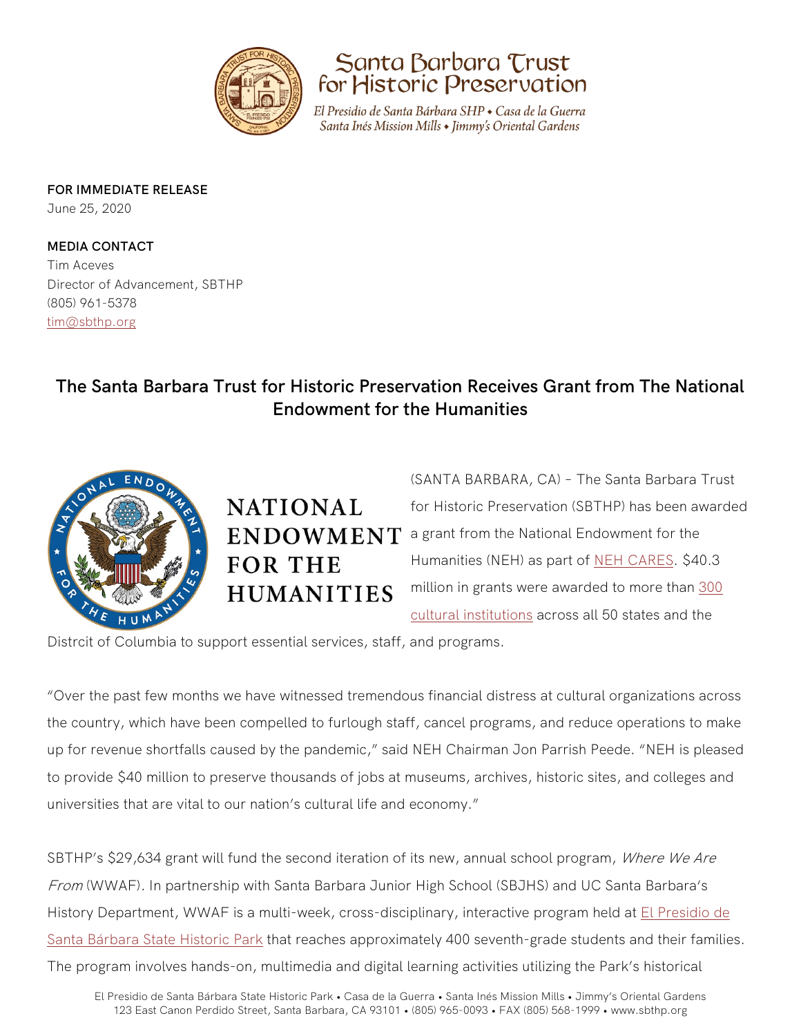Santa Barbara Trust for Historic Preservation

*El Presidio de Santa Bárbara SHP • Casa de la Guerra*
*Santa Inés Mission Mills • Jimmy's Oriental Gardens*

**FOR IMMEDIATE RELEASE**
June 25, 2020

**MEDIA CONTACT**
Tim Aceves
Director of Advancement, SBTHP
(805) 961-5378
tim@sbthp.org

## The Santa Barbara Trust for Historic Preservation Receives Grant from The National Endowment for the Humanities

NATIONAL ENDOWMENT FOR THE HUMANITIES

(SANTA BARBARA, CA) – The Santa Barbara Trust for Historic Preservation (SBTHP) has been awarded a grant from the National Endowment for the Humanities (NEH) as part of NEH CARES. $40.3 million in grants were awarded to more than 300 cultural institutions across all 50 states and the Distrcit of Columbia to support essential services, staff, and programs.

"Over the past few months we have witnessed tremendous financial distress at cultural organizations across the country, which have been compelled to furlough staff, cancel programs, and reduce operations to make up for revenue shortfalls caused by the pandemic," said NEH Chairman Jon Parrish Peede. "NEH is pleased to provide $40 million to preserve thousands of jobs at museums, archives, historic sites, and colleges and universities that are vital to our nation's cultural life and economy."

SBTHP's $29,634 grant will fund the second iteration of its new, annual school program, *Where We Are From* (WWAF). In partnership with Santa Barbara Junior High School (SBJHS) and UC Santa Barbara's History Department, WWAF is a multi-week, cross-disciplinary, interactive program held at El Presidio de Santa Bárbara State Historic Park that reaches approximately 400 seventh-grade students and their families. The program involves hands-on, multimedia and digital learning activities utilizing the Park's historical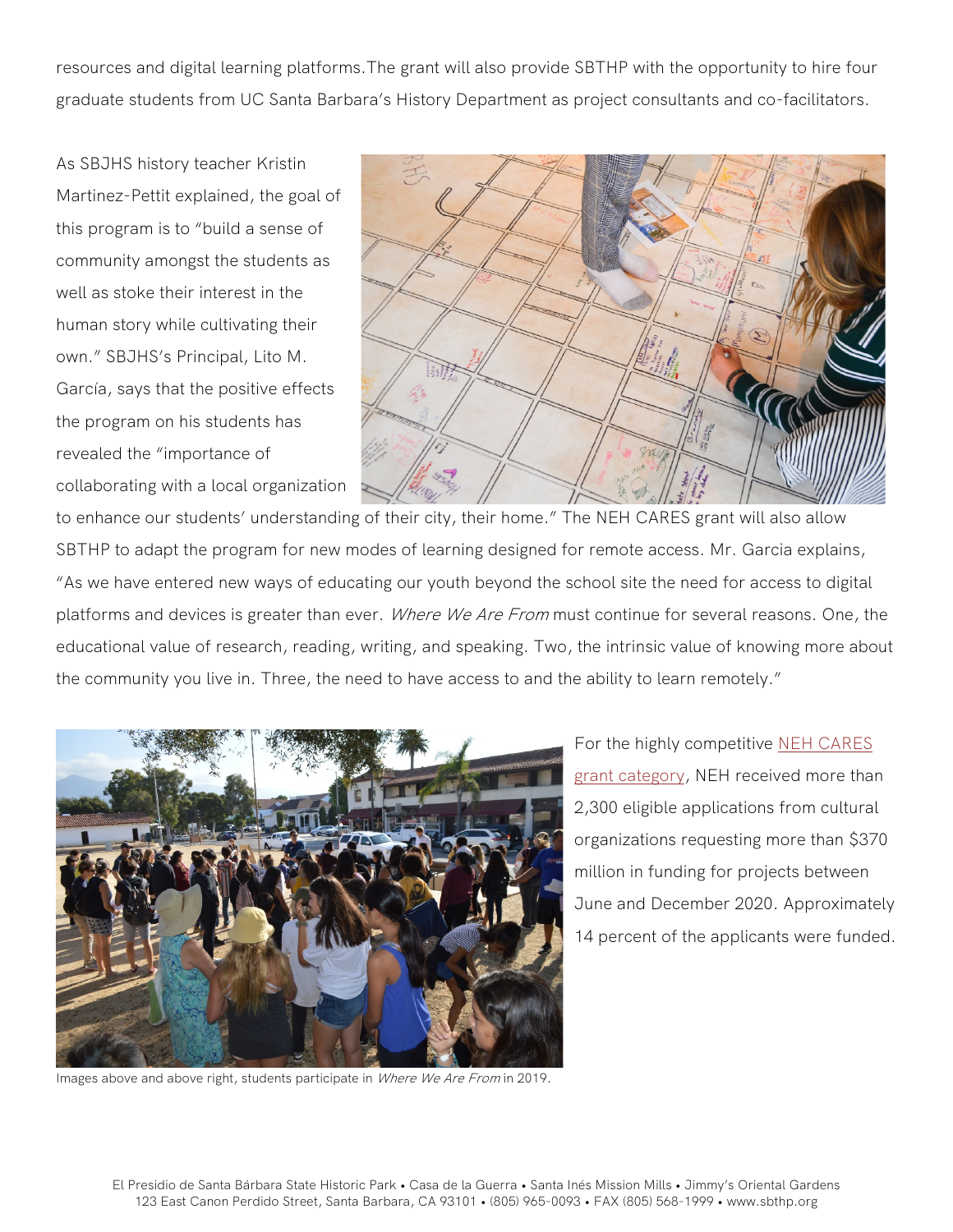resources and digital learning platforms.The grant will also provide SBTHP with the opportunity to hire four graduate students from UC Santa Barbara's History Department as project consultants and co-facilitators.

As SBJHS history teacher Kristin Martinez-Pettit explained, the goal of this program is to "build a sense of community amongst the students as well as stoke their interest in the human story while cultivating their own." SBJHS's Principal, Lito M. García, says that the positive effects the program on his students has revealed the "importance of collaborating with a local organization to enhance our students' understanding of their city, their home." The NEH CARES grant will also allow SBTHP to adapt the program for new modes of learning designed for remote access. Mr. Garcia explains, "As we have entered new ways of educating our youth beyond the school site the need for access to digital platforms and devices is greater than ever. *Where We Are From* must continue for several reasons. One, the educational value of research, reading, writing, and speaking. Two, the intrinsic value of knowing more about the community you live in. Three, the need to have access to and the ability to learn remotely."

For the highly competitive NEH CARES grant category, NEH received more than 2,300 eligible applications from cultural organizations requesting more than $370 million in funding for projects between June and December 2020. Approximately 14 percent of the applicants were funded.

Images above and above right, students participate in *Where We Are From* in 2019.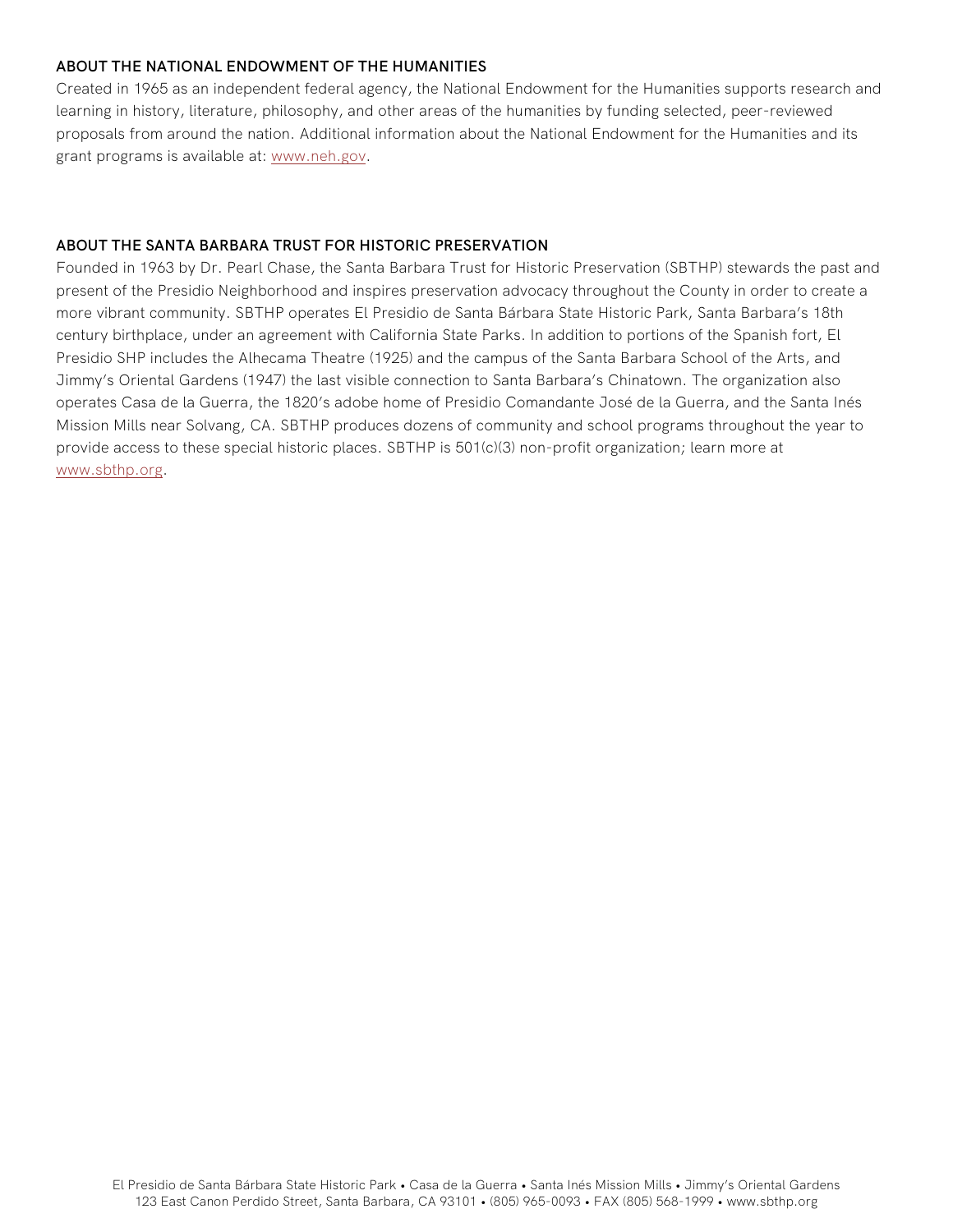## ABOUT THE NATIONAL ENDOWMENT OF THE HUMANITIES

Created in 1965 as an independent federal agency, the National Endowment for the Humanities supports research and learning in history, literature, philosophy, and other areas of the humanities by funding selected, peer-reviewed proposals from around the nation. Additional information about the National Endowment for the Humanities and its grant programs is available at: [www.neh.gov](http://www.neh.gov).

## ABOUT THE SANTA BARBARA TRUST FOR HISTORIC PRESERVATION

Founded in 1963 by Dr. Pearl Chase, the Santa Barbara Trust for Historic Preservation (SBTHP) stewards the past and present of the Presidio Neighborhood and inspires preservation advocacy throughout the County in order to create a more vibrant community. SBTHP operates El Presidio de Santa Bárbara State Historic Park, Santa Barbara's 18th century birthplace, under an agreement with California State Parks. In addition to portions of the Spanish fort, El Presidio SHP includes the Alhecama Theatre (1925) and the campus of the Santa Barbara School of the Arts, and Jimmy's Oriental Gardens (1947) the last visible connection to Santa Barbara's Chinatown. The organization also operates Casa de la Guerra, the 1820's adobe home of Presidio Comandante José de la Guerra, and the Santa Inés Mission Mills near Solvang, CA. SBTHP produces dozens of community and school programs throughout the year to provide access to these special historic places. SBTHP is 501(c)(3) non-profit organization; learn more at [www.sbthp.org](http://www.sbthp.org).

El Presidio de Santa Bárbara State Historic Park • Casa de la Guerra • Santa Inés Mission Mills • Jimmy's Oriental Gardens
123 East Canon Perdido Street, Santa Barbara, CA 93101 • (805) 965-0093 • FAX (805) 568-1999 • www.sbthp.org